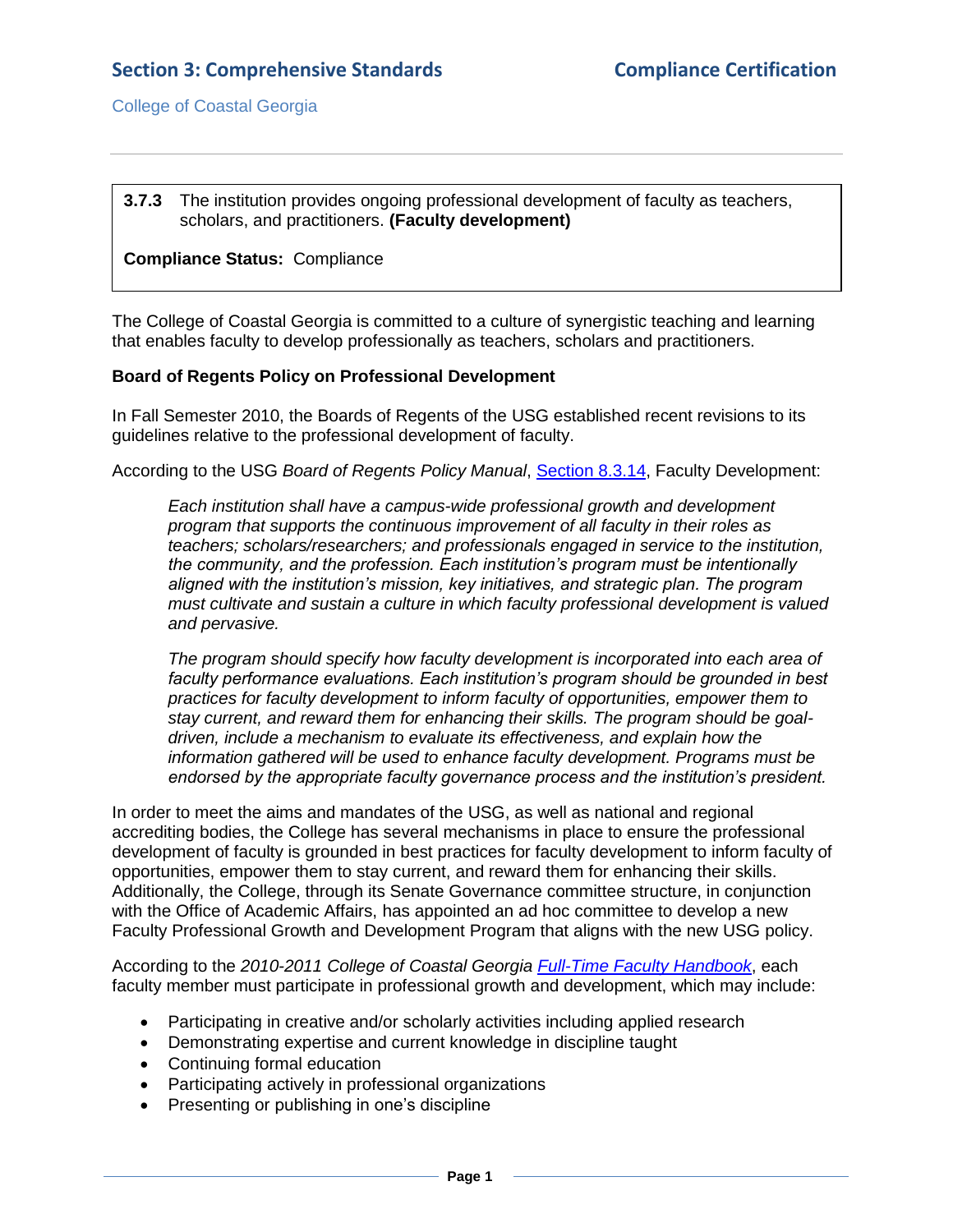**3.7.3** The institution provides ongoing professional development of faculty as teachers, scholars, and practitioners. **(Faculty development)**

**Compliance Status:** Compliance

The College of Coastal Georgia is committed to a culture of synergistic teaching and learning that enables faculty to develop professionally as teachers, scholars and practitioners.

**Board of Regents Policy on Professional Development**

In Fall Semester 2010, the Boards of Regents of the USG established recent revisions to its guidelines relative to the professional development of faculty.

According to the USG *Board of Regents Policy Manual*, Section 8.3.14, Faculty Development:

> *Each institution shall have a campus-wide professional growth and development program that supports the continuous improvement of all faculty in their roles as teachers; scholars/researchers; and professionals engaged in service to the institution, the community, and the profession. Each institution's program must be intentionally aligned with the institution's mission, key initiatives, and strategic plan. The program must cultivate and sustain a culture in which faculty professional development is valued and pervasive.*
>
> *The program should specify how faculty development is incorporated into each area of faculty performance evaluations. Each institution's program should be grounded in best practices for faculty development to inform faculty of opportunities, empower them to stay current, and reward them for enhancing their skills. The program should be goal-driven, include a mechanism to evaluate its effectiveness, and explain how the information gathered will be used to enhance faculty development. Programs must be endorsed by the appropriate faculty governance process and the institution's president.*

In order to meet the aims and mandates of the USG, as well as national and regional accrediting bodies, the College has several mechanisms in place to ensure the professional development of faculty is grounded in best practices for faculty development to inform faculty of opportunities, empower them to stay current, and reward them for enhancing their skills. Additionally, the College, through its Senate Governance committee structure, in conjunction with the Office of Academic Affairs, has appointed an ad hoc committee to develop a new Faculty Professional Growth and Development Program that aligns with the new USG policy.

According to the *2010-2011 College of Coastal Georgia Full-Time Faculty Handbook*, each faculty member must participate in professional growth and development, which may include:

- Participating in creative and/or scholarly activities including applied research
- Demonstrating expertise and current knowledge in discipline taught
- Continuing formal education
- Participating actively in professional organizations
- Presenting or publishing in one's discipline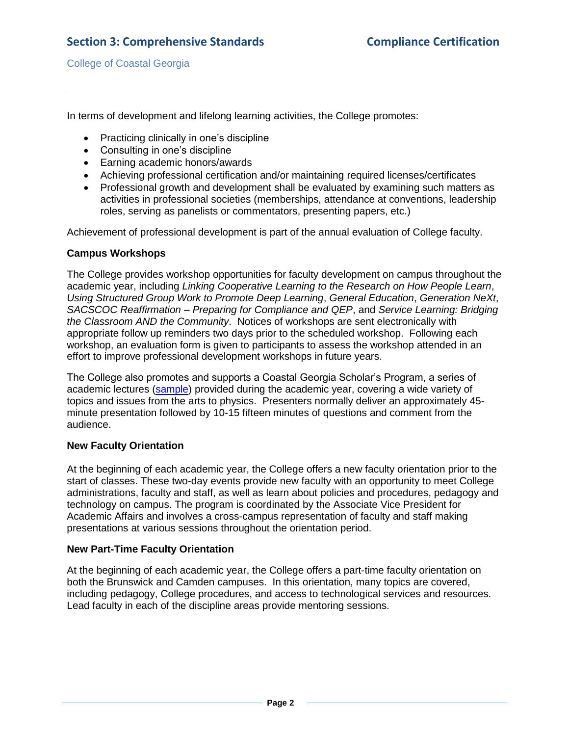In terms of development and lifelong learning activities, the College promotes:

- Practicing clinically in one's discipline
- Consulting in one's discipline
- Earning academic honors/awards
- Achieving professional certification and/or maintaining required licenses/certificates
- Professional growth and development shall be evaluated by examining such matters as activities in professional societies (memberships, attendance at conventions, leadership roles, serving as panelists or commentators, presenting papers, etc.)

Achievement of professional development is part of the annual evaluation of College faculty.

**Campus Workshops**

The College provides workshop opportunities for faculty development on campus throughout the academic year, including *Linking Cooperative Learning to the Research on How People Learn*, *Using Structured Group Work to Promote Deep Learning*, *General Education*, *Generation NeXt*, *SACSCOC Reaffirmation – Preparing for Compliance and QEP*, and *Service Learning: Bridging the Classroom AND the Community*. Notices of workshops are sent electronically with appropriate follow up reminders two days prior to the scheduled workshop. Following each workshop, an evaluation form is given to participants to assess the workshop attended in an effort to improve professional development workshops in future years.

The College also promotes and supports a Coastal Georgia Scholar's Program, a series of academic lectures (sample) provided during the academic year, covering a wide variety of topics and issues from the arts to physics. Presenters normally deliver an approximately 45-minute presentation followed by 10-15 fifteen minutes of questions and comment from the audience.

**New Faculty Orientation**

At the beginning of each academic year, the College offers a new faculty orientation prior to the start of classes. These two-day events provide new faculty with an opportunity to meet College administrations, faculty and staff, as well as learn about policies and procedures, pedagogy and technology on campus. The program is coordinated by the Associate Vice President for Academic Affairs and involves a cross-campus representation of faculty and staff making presentations at various sessions throughout the orientation period.

**New Part-Time Faculty Orientation**

At the beginning of each academic year, the College offers a part-time faculty orientation on both the Brunswick and Camden campuses. In this orientation, many topics are covered, including pedagogy, College procedures, and access to technological services and resources. Lead faculty in each of the discipline areas provide mentoring sessions.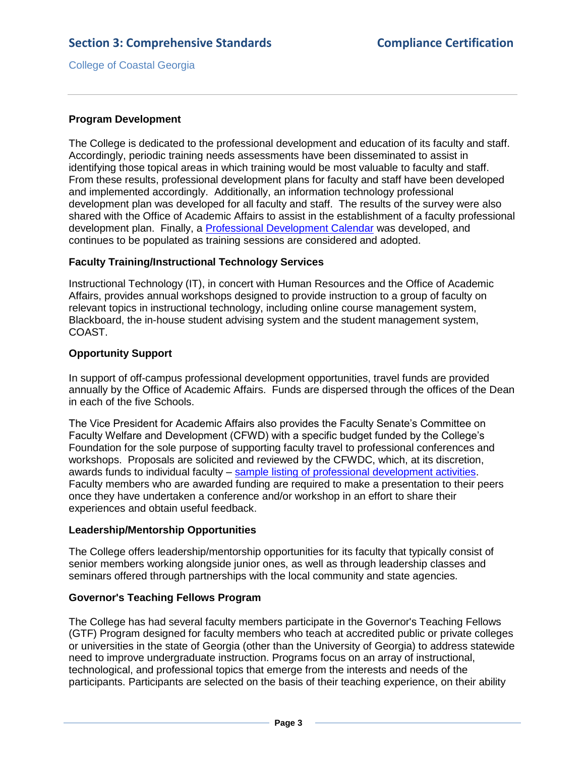### Program Development

The College is dedicated to the professional development and education of its faculty and staff. Accordingly, periodic training needs assessments have been disseminated to assist in identifying those topical areas in which training would be most valuable to faculty and staff. From these results, professional development plans for faculty and staff have been developed and implemented accordingly. Additionally, an information technology professional development plan was developed for all faculty and staff. The results of the survey were also shared with the Office of Academic Affairs to assist in the establishment of a faculty professional development plan. Finally, a Professional Development Calendar was developed, and continues to be populated as training sessions are considered and adopted.

### Faculty Training/Instructional Technology Services

Instructional Technology (IT), in concert with Human Resources and the Office of Academic Affairs, provides annual workshops designed to provide instruction to a group of faculty on relevant topics in instructional technology, including online course management system, Blackboard, the in-house student advising system and the student management system, COAST.

### Opportunity Support

In support of off-campus professional development opportunities, travel funds are provided annually by the Office of Academic Affairs. Funds are dispersed through the offices of the Dean in each of the five Schools.

The Vice President for Academic Affairs also provides the Faculty Senate's Committee on Faculty Welfare and Development (CFWD) with a specific budget funded by the College's Foundation for the sole purpose of supporting faculty travel to professional conferences and workshops. Proposals are solicited and reviewed by the CFWDC, which, at its discretion, awards funds to individual faculty – sample listing of professional development activities. Faculty members who are awarded funding are required to make a presentation to their peers once they have undertaken a conference and/or workshop in an effort to share their experiences and obtain useful feedback.

### Leadership/Mentorship Opportunities

The College offers leadership/mentorship opportunities for its faculty that typically consist of senior members working alongside junior ones, as well as through leadership classes and seminars offered through partnerships with the local community and state agencies.

### Governor's Teaching Fellows Program

The College has had several faculty members participate in the Governor's Teaching Fellows (GTF) Program designed for faculty members who teach at accredited public or private colleges or universities in the state of Georgia (other than the University of Georgia) to address statewide need to improve undergraduate instruction. Programs focus on an array of instructional, technological, and professional topics that emerge from the interests and needs of the participants. Participants are selected on the basis of their teaching experience, on their ability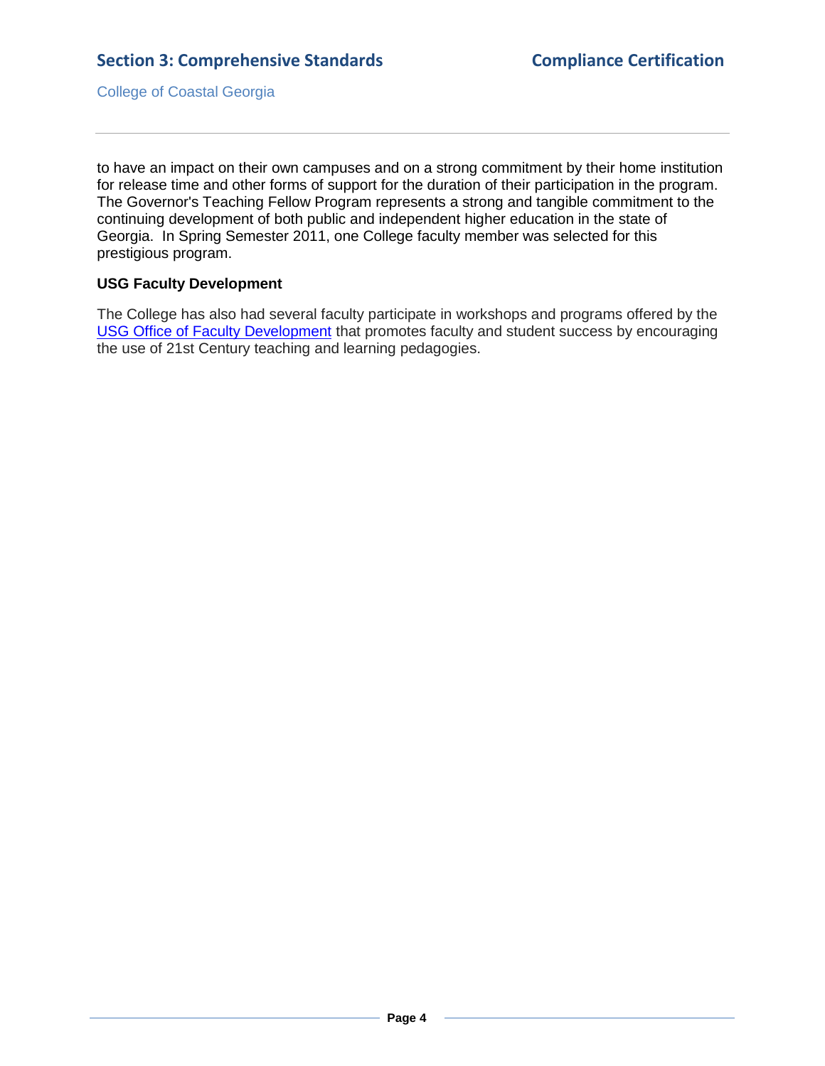to have an impact on their own campuses and on a strong commitment by their home institution for release time and other forms of support for the duration of their participation in the program. The Governor's Teaching Fellow Program represents a strong and tangible commitment to the continuing development of both public and independent higher education in the state of Georgia. In Spring Semester 2011, one College faculty member was selected for this prestigious program.

**USG Faculty Development**

The College has also had several faculty participate in workshops and programs offered by the USG Office of Faculty Development that promotes faculty and student success by encouraging the use of 21st Century teaching and learning pedagogies.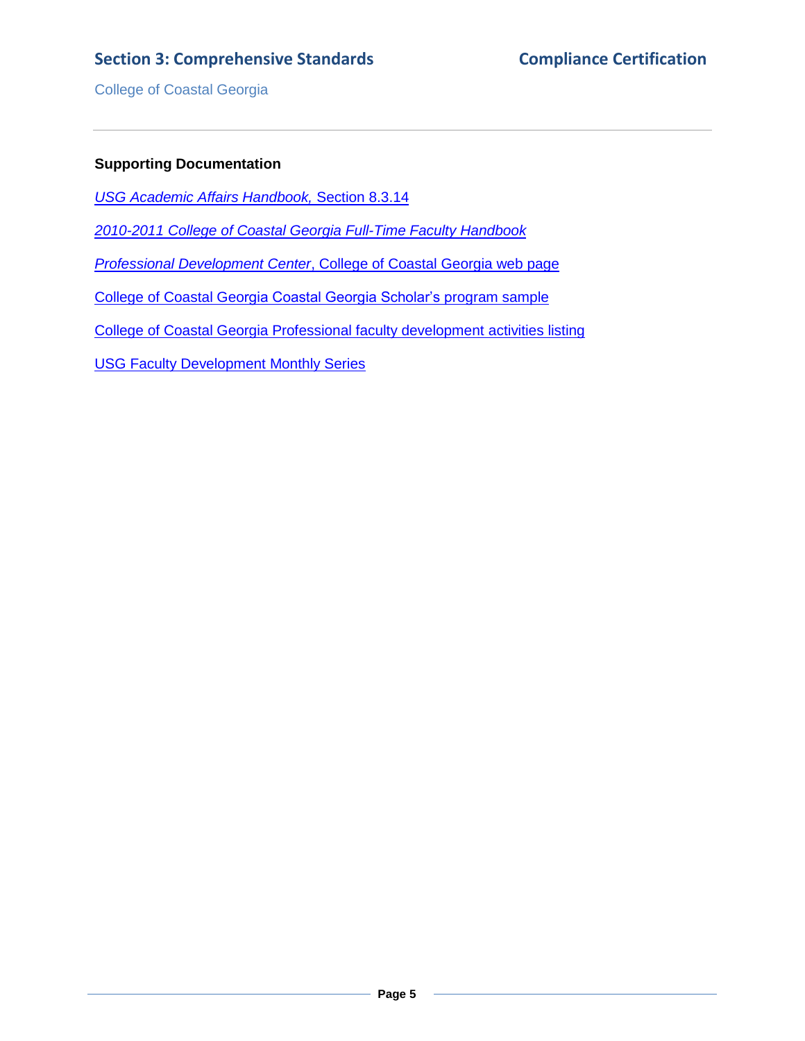**Supporting Documentation**

*USG Academic Affairs Handbook,* Section 8.3.14

*2010-2011 College of Coastal Georgia Full-Time Faculty Handbook*

*Professional Development Center*, College of Coastal Georgia web page

College of Coastal Georgia Coastal Georgia Scholar's program sample

College of Coastal Georgia Professional faculty development activities listing

USG Faculty Development Monthly Series